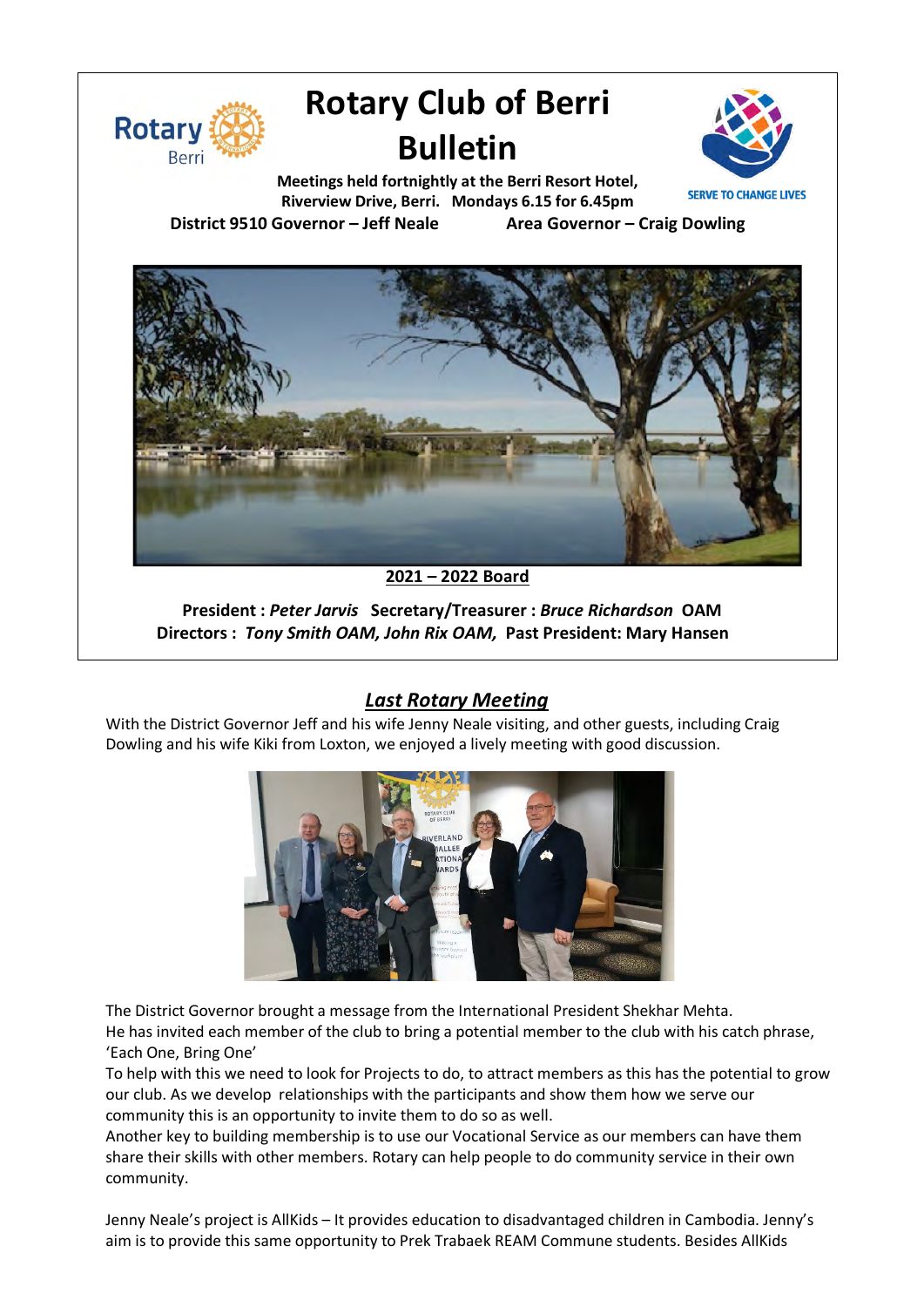# Rotary Club of Berri Bulletin

**Meetings held fortnightly at the Berri Resort Hotel, Riverview Drive, Berri. Mondays 6.15 for 6.45pm**

**District 9510 Governor – Jeff Neale** **Area Governor – Craig Dowling**

SERVE TO CHANGE LIVES

**2021 – 2022 Board**

**President :** ***Peter Jarvis*** **Secretary/Treasurer :** ***Bruce Richardson*** **OAM**
**Directors :** ***Tony Smith OAM, John Rix OAM,*** **Past President: Mary Hansen**

## *Last Rotary Meeting*

With the District Governor Jeff and his wife Jenny Neale visiting, and other guests, including Craig Dowling and his wife Kiki from Loxton, we enjoyed a lively meeting with good discussion.

The District Governor brought a message from the International President Shekhar Mehta.
He has invited each member of the club to bring a potential member to the club with his catch phrase, 'Each One, Bring One'
To help with this we need to look for Projects to do, to attract members as this has the potential to grow our club. As we develop relationships with the participants and show them how we serve our community this is an opportunity to invite them to do so as well.
Another key to building membership is to use our Vocational Service as our members can have them share their skills with other members. Rotary can help people to do community service in their own community.

Jenny Neale's project is AllKids – It provides education to disadvantaged children in Cambodia. Jenny's aim is to provide this same opportunity to Prek Trabaek REAM Commune students. Besides AllKids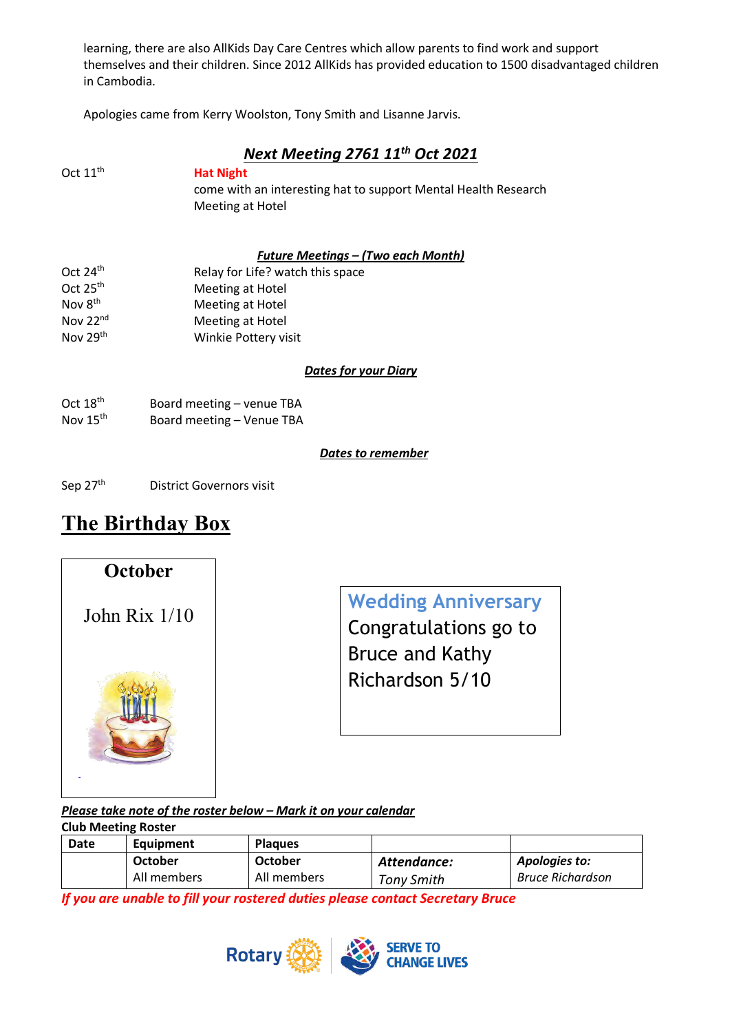learning, there are also AllKids Day Care Centres which allow parents to find work and support themselves and their children. Since 2012 AllKids has provided education to 1500 disadvantaged children in Cambodia.

Apologies came from Kerry Woolston, Tony Smith and Lisanne Jarvis.

## ***Next Meeting 2761 11th Oct 2021***

Oct 11th — **Hat Night**
come with an interesting hat to support Mental Health Research
Meeting at Hotel

### ***Future Meetings – (Two each Month)***

Oct 24th — Relay for Life? watch this space
Oct 25th — Meeting at Hotel
Nov 8th — Meeting at Hotel
Nov 22nd — Meeting at Hotel
Nov 29th — Winkie Pottery visit

### ***Dates for your Diary***

Oct 18th — Board meeting – venue TBA
Nov 15th — Board meeting – Venue TBA

### ***Dates to remember***

Sep 27th — District Governors visit

# The Birthday Box

**October**

John Rix 1/10

**Wedding Anniversary**

Congratulations go to Bruce and Kathy Richardson 5/10

***Please take note of the roster below – Mark it on your calendar***

**Club Meeting Roster**

| Date | Equipment | Plaques | | |
|---|---|---|---|---|
| | **October** All members | **October** All members | ***Attendance:*** *Tony Smith* | ***Apologies to:*** *Bruce Richardson* |

***If you are unable to fill your rostered duties please contact Secretary Bruce***

Rotary — SERVE TO CHANGE LIVES